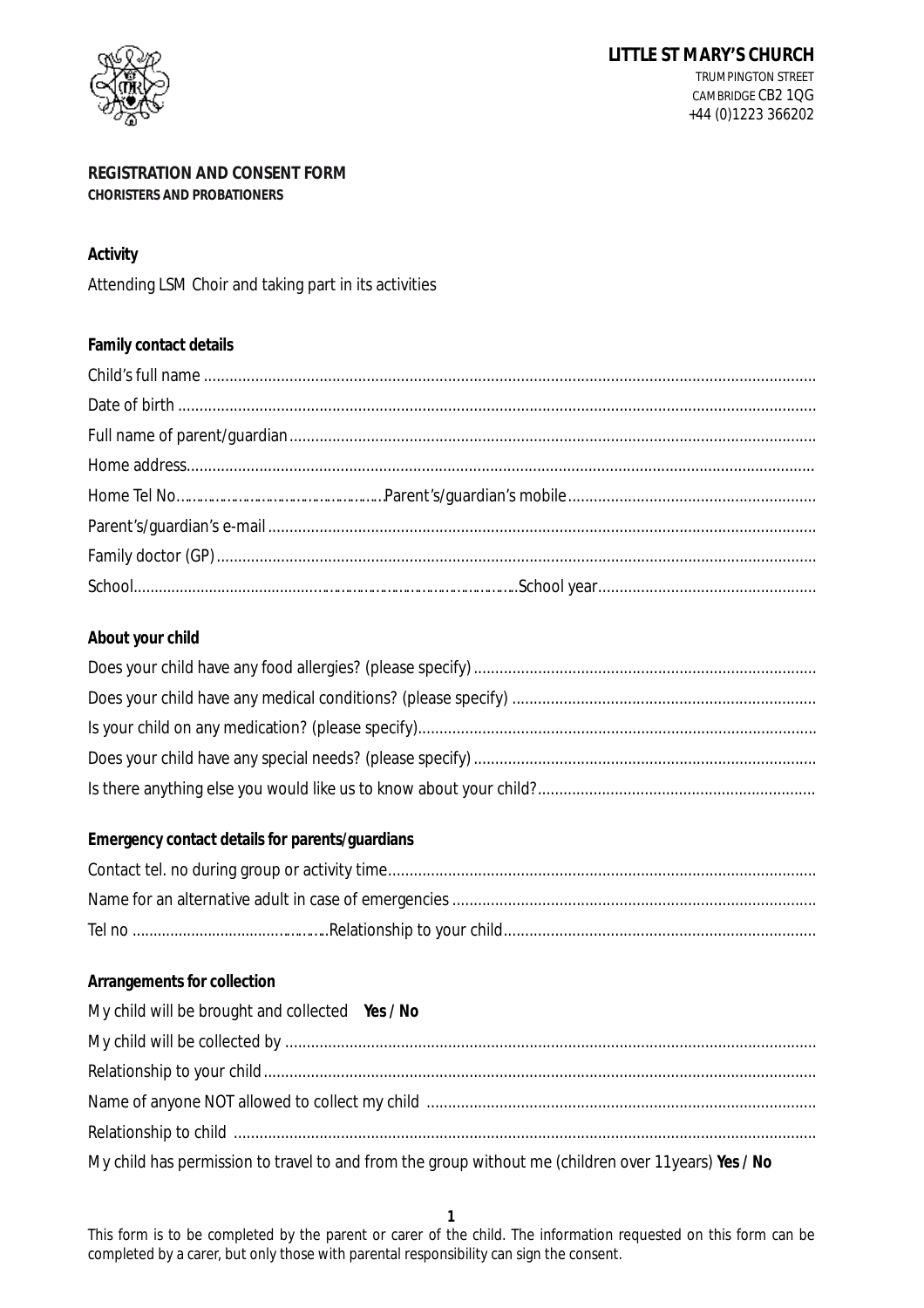**LITTLE ST MARY'S CHURCH**
TRUMPINGTON STREET
CAMBRIDGE CB2 1QG
+44 (0)1223 366202

**REGISTRATION AND CONSENT FORM**
**CHORISTERS AND PROBATIONERS**

**Activity**

Attending LSM Choir and taking part in its activities

**Family contact details**

Child's full name ..............................................................................................................................................

Date of birth ....................................................................................................................................................

Full name of parent/guardian ..........................................................................................................................

Home address..................................................................................................................................................

Home Tel No.................................................Parent's/guardian's mobile ..........................................................

Parent's/guardian's e-mail ...............................................................................................................................

Family doctor (GP) ...........................................................................................................................................

School............................................................................................School year...................................................

**About your child**

Does your child have any food allergies? (please specify) ................................................................................

Does your child have any medical conditions? (please specify) .......................................................................

Is your child on any medication? (please specify)..............................................................................................

Does your child have any special needs? (please specify) ................................................................................

Is there anything else you would like us to know about your child?.................................................................

**Emergency contact details for parents/guardians**

Contact tel. no during group or activity time....................................................................................................

Name for an alternative adult in case of emergencies .....................................................................................

Tel no ...............................................Relationship to your child.........................................................................

**Arrangements for collection**

My child will be brought and collected **Yes / No**

My child will be collected by ...........................................................................................................................

Relationship to your child ................................................................................................................................

Name of anyone NOT allowed to collect my child ...........................................................................................

Relationship to child .......................................................................................................................................

My child has permission to travel to and from the group without me (children over 11years) **Yes / No**

This form is to be completed by the parent or carer of the child. The information requested on this form can be completed by a carer, but only those with parental responsibility can sign the consent.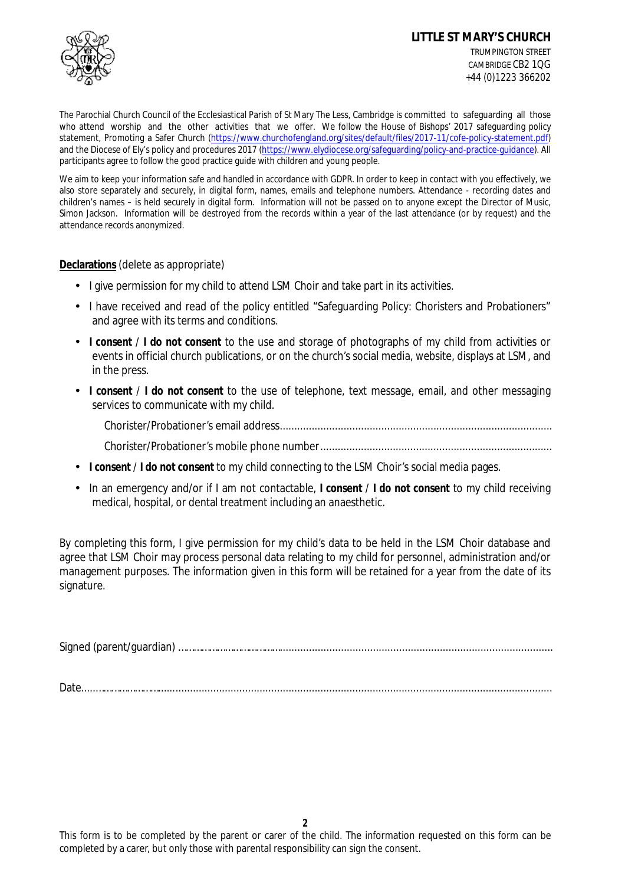**LITTLE ST MARY'S CHURCH**
TRUMPINGTON STREET
CAMBRIDGE CB2 1QG
+44 (0)1223 366202

The Parochial Church Council of the Ecclesiastical Parish of St Mary The Less, Cambridge is committed to safeguarding all those who attend worship and the other activities that we offer. We follow the House of Bishops' 2017 safeguarding policy statement, Promoting a Safer Church (https://www.churchofengland.org/sites/default/files/2017-11/cofe-policy-statement.pdf) and the Diocese of Ely's policy and procedures 2017 (https://www.elydiocese.org/safeguarding/policy-and-practice-guidance). All participants agree to follow the good practice guide with children and young people.

We aim to keep your information safe and handled in accordance with GDPR. In order to keep in contact with you effectively, we also store separately and securely, in digital form, names, emails and telephone numbers. Attendance - recording dates and children's names – is held securely in digital form. Information will not be passed on to anyone except the Director of Music, Simon Jackson. Information will be destroyed from the records within a year of the last attendance (or by request) and the attendance records anonymized.

**Declarations** (delete as appropriate)

- I give permission for my child to attend LSM Choir and take part in its activities.
- I have received and read of the policy entitled "Safeguarding Policy: Choristers and Probationers" and agree with its terms and conditions.
- **I consent** / **I do not consent** to the use and storage of photographs of my child from activities or events in official church publications, or on the church's social media, website, displays at LSM, and in the press.
- **I consent** / **I do not consent** to the use of telephone, text message, email, and other messaging services to communicate with my child.

  Chorister/Probationer's email address.............................................................................................

  Chorister/Probationer's mobile phone number...............................................................................
- **I consent** / **I do not consent** to my child connecting to the LSM Choir's social media pages.
- In an emergency and/or if I am not contactable, **I consent** / **I do not consent** to my child receiving medical, hospital, or dental treatment including an anaesthetic.

By completing this form, I give permission for my child's data to be held in the LSM Choir database and agree that LSM Choir may process personal data relating to my child for personnel, administration and/or management purposes. The information given in this form will be retained for a year from the date of its signature.

Signed (parent/guardian) ..........................................................................................................................

Date.........................................................................................................................................................

This form is to be completed by the parent or carer of the child. The information requested on this form can be completed by a carer, but only those with parental responsibility can sign the consent.